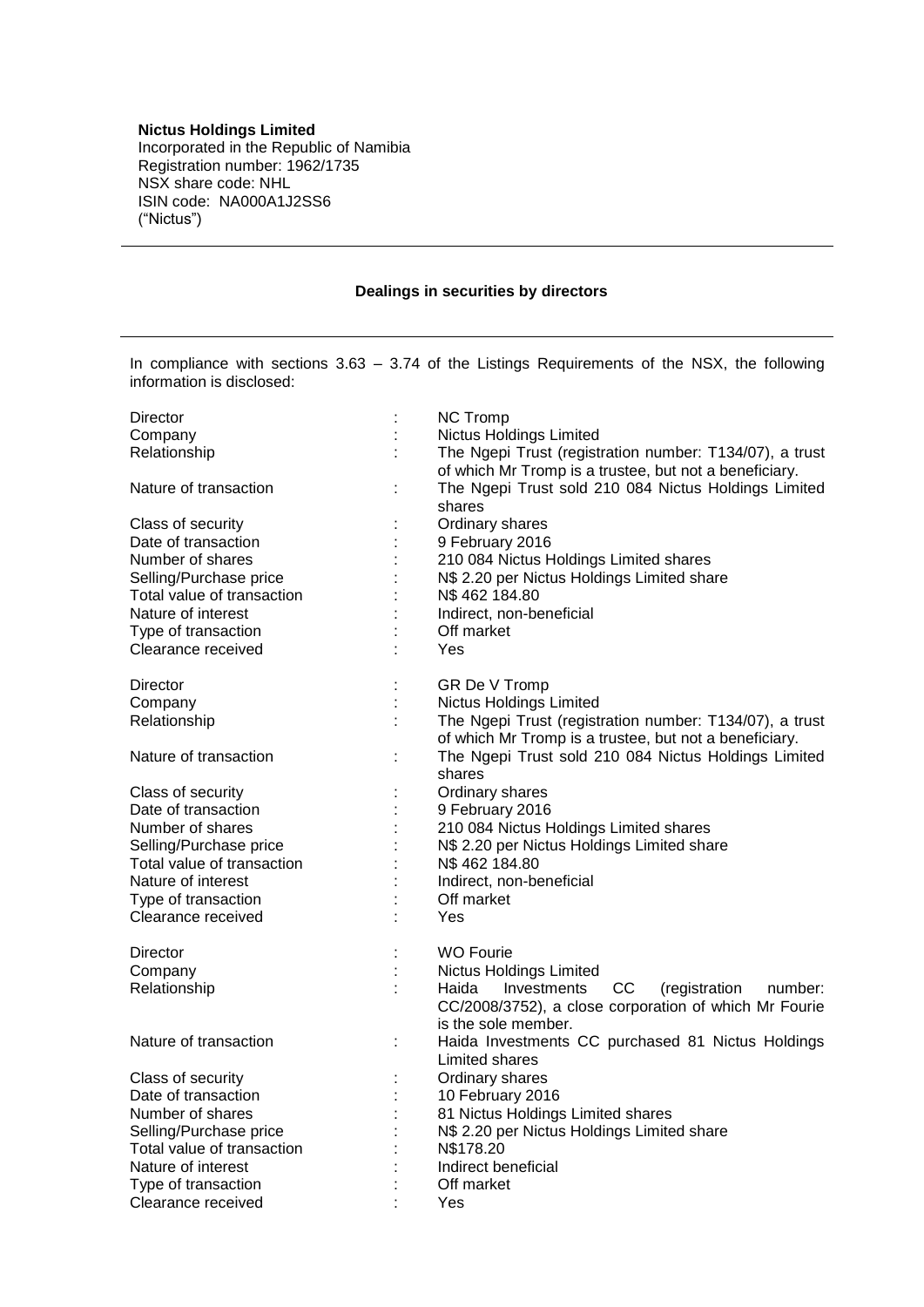**Nictus Holdings Limited**
Incorporated in the Republic of Namibia
Registration number: 1962/1735
NSX share code: NHL
ISIN code: NA000A1J2SS6
("Nictus")

---

**Dealings in securities by directors**

---

In compliance with sections 3.63 – 3.74 of the Listings Requirements of the NSX, the following information is disclosed:

| | | |
|---|---|---|
| Director | : | NC Tromp |
| Company | : | Nictus Holdings Limited |
| Relationship | : | The Ngepi Trust (registration number: T134/07), a trust of which Mr Tromp is a trustee, but not a beneficiary. |
| Nature of transaction | : | The Ngepi Trust sold 210 084 Nictus Holdings Limited shares |
| Class of security | : | Ordinary shares |
| Date of transaction | : | 9 February 2016 |
| Number of shares | : | 210 084 Nictus Holdings Limited shares |
| Selling/Purchase price | : | N$ 2.20 per Nictus Holdings Limited share |
| Total value of transaction | : | N$ 462 184.80 |
| Nature of interest | : | Indirect, non-beneficial |
| Type of transaction | : | Off market |
| Clearance received | : | Yes |

| | | |
|---|---|---|
| Director | : | GR De V Tromp |
| Company | : | Nictus Holdings Limited |
| Relationship | : | The Ngepi Trust (registration number: T134/07), a trust of which Mr Tromp is a trustee, but not a beneficiary. |
| Nature of transaction | : | The Ngepi Trust sold 210 084 Nictus Holdings Limited shares |
| Class of security | : | Ordinary shares |
| Date of transaction | : | 9 February 2016 |
| Number of shares | : | 210 084 Nictus Holdings Limited shares |
| Selling/Purchase price | : | N$ 2.20 per Nictus Holdings Limited share |
| Total value of transaction | : | N$ 462 184.80 |
| Nature of interest | : | Indirect, non-beneficial |
| Type of transaction | : | Off market |
| Clearance received | : | Yes |

| | | |
|---|---|---|
| Director | : | WO Fourie |
| Company | : | Nictus Holdings Limited |
| Relationship | : | Haida Investments CC (registration number: CC/2008/3752), a close corporation of which Mr Fourie is the sole member. |
| Nature of transaction | : | Haida Investments CC purchased 81 Nictus Holdings Limited shares |
| Class of security | : | Ordinary shares |
| Date of transaction | : | 10 February 2016 |
| Number of shares | : | 81 Nictus Holdings Limited shares |
| Selling/Purchase price | : | N$ 2.20 per Nictus Holdings Limited share |
| Total value of transaction | : | N$178.20 |
| Nature of interest | : | Indirect beneficial |
| Type of transaction | : | Off market |
| Clearance received | : | Yes |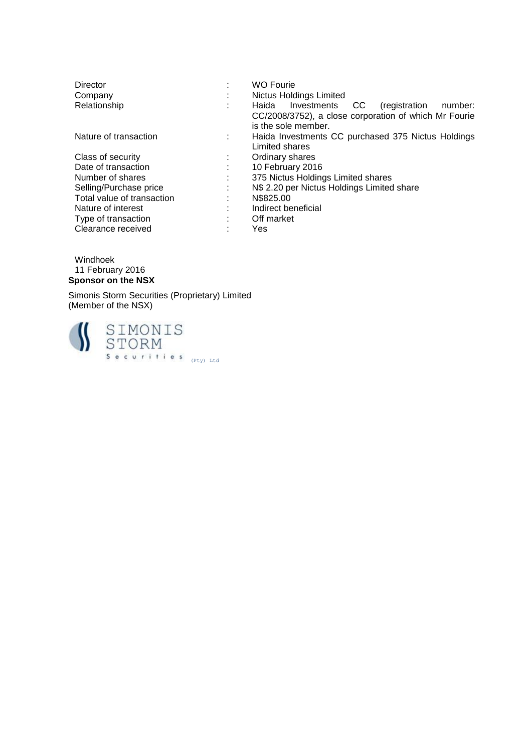| | | |
|---|---|---|
| Director | : | WO Fourie |
| Company | : | Nictus Holdings Limited |
| Relationship | : | Haida Investments CC (registration number: CC/2008/3752), a close corporation of which Mr Fourie is the sole member. |
| Nature of transaction | : | Haida Investments CC purchased 375 Nictus Holdings Limited shares |
| Class of security | : | Ordinary shares |
| Date of transaction | : | 10 February 2016 |
| Number of shares | : | 375 Nictus Holdings Limited shares |
| Selling/Purchase price | : | N$ 2.20 per Nictus Holdings Limited share |
| Total value of transaction | : | N$825.00 |
| Nature of interest | : | Indirect beneficial |
| Type of transaction | : | Off market |
| Clearance received | : | Yes |

Windhoek
11 February 2016

**Sponsor on the NSX**

Simonis Storm Securities (Proprietary) Limited
(Member of the NSX)

SIMONIS STORM Securities (Pty) Ltd